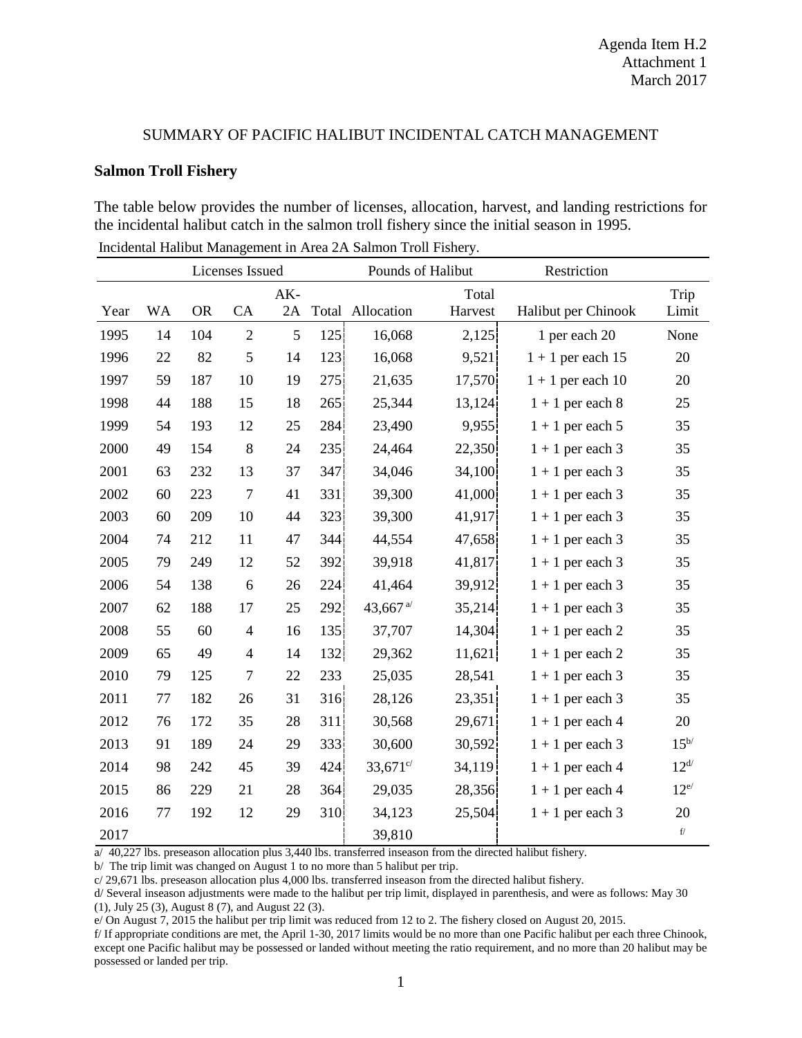SUMMARY OF PACIFIC HALIBUT INCIDENTAL CATCH MANAGEMENT

**Salmon Troll Fishery**

The table below provides the number of licenses, allocation, harvest, and landing restrictions for the incidental halibut catch in the salmon troll fishery since the initial season in 1995.

Incidental Halibut Management in Area 2A Salmon Troll Fishery.

| | Licenses Issued | | | | | Pounds of Halibut | | Restriction | |
|---|---|---|---|---|---|---|---|---|---|
| Year | WA | OR | CA | AK-2A | Total | Allocation | Total Harvest | Halibut per Chinook | Trip Limit |
| 1995 | 14 | 104 | 2 | 5 | 125 | 16,068 | 2,125 | 1 per each 20 | None |
| 1996 | 22 | 82 | 5 | 14 | 123 | 16,068 | 9,521 | 1 + 1 per each 15 | 20 |
| 1997 | 59 | 187 | 10 | 19 | 275 | 21,635 | 17,570 | 1 + 1 per each 10 | 20 |
| 1998 | 44 | 188 | 15 | 18 | 265 | 25,344 | 13,124 | 1 + 1 per each 8 | 25 |
| 1999 | 54 | 193 | 12 | 25 | 284 | 23,490 | 9,955 | 1 + 1 per each 5 | 35 |
| 2000 | 49 | 154 | 8 | 24 | 235 | 24,464 | 22,350 | 1 + 1 per each 3 | 35 |
| 2001 | 63 | 232 | 13 | 37 | 347 | 34,046 | 34,100 | 1 + 1 per each 3 | 35 |
| 2002 | 60 | 223 | 7 | 41 | 331 | 39,300 | 41,000 | 1 + 1 per each 3 | 35 |
| 2003 | 60 | 209 | 10 | 44 | 323 | 39,300 | 41,917 | 1 + 1 per each 3 | 35 |
| 2004 | 74 | 212 | 11 | 47 | 344 | 44,554 | 47,658 | 1 + 1 per each 3 | 35 |
| 2005 | 79 | 249 | 12 | 52 | 392 | 39,918 | 41,817 | 1 + 1 per each 3 | 35 |
| 2006 | 54 | 138 | 6 | 26 | 224 | 41,464 | 39,912 | 1 + 1 per each 3 | 35 |
| 2007 | 62 | 188 | 17 | 25 | 292 | 43,667 [a/] | 35,214 | 1 + 1 per each 3 | 35 |
| 2008 | 55 | 60 | 4 | 16 | 135 | 37,707 | 14,304 | 1 + 1 per each 2 | 35 |
| 2009 | 65 | 49 | 4 | 14 | 132 | 29,362 | 11,621 | 1 + 1 per each 2 | 35 |
| 2010 | 79 | 125 | 7 | 22 | 233 | 25,035 | 28,541 | 1 + 1 per each 3 | 35 |
| 2011 | 77 | 182 | 26 | 31 | 316 | 28,126 | 23,351 | 1 + 1 per each 3 | 35 |
| 2012 | 76 | 172 | 35 | 28 | 311 | 30,568 | 29,671 | 1 + 1 per each 4 | 20 |
| 2013 | 91 | 189 | 24 | 29 | 333 | 30,600 | 30,592 | 1 + 1 per each 3 | 15 [b/] |
| 2014 | 98 | 242 | 45 | 39 | 424 | 33,671 [c/] | 34,119 | 1 + 1 per each 4 | 12 [d/] |
| 2015 | 86 | 229 | 21 | 28 | 364 | 29,035 | 28,356 | 1 + 1 per each 4 | 12 [e/] |
| 2016 | 77 | 192 | 12 | 29 | 310 | 34,123 | 25,504 | 1 + 1 per each 3 | 20 |
| 2017 | | | | | | 39,810 | | | [f/] |

a/ 40,227 lbs. preseason allocation plus 3,440 lbs. transferred inseason from the directed halibut fishery.

b/ The trip limit was changed on August 1 to no more than 5 halibut per trip.

c/ 29,671 lbs. preseason allocation plus 4,000 lbs. transferred inseason from the directed halibut fishery.

d/ Several inseason adjustments were made to the halibut per trip limit, displayed in parenthesis, and were as follows: May 30 (1), July 25 (3), August 8 (7), and August 22 (3).

e/ On August 7, 2015 the halibut per trip limit was reduced from 12 to 2. The fishery closed on August 20, 2015.

f/ If appropriate conditions are met, the April 1-30, 2017 limits would be no more than one Pacific halibut per each three Chinook, except one Pacific halibut may be possessed or landed without meeting the ratio requirement, and no more than 20 halibut may be possessed or landed per trip.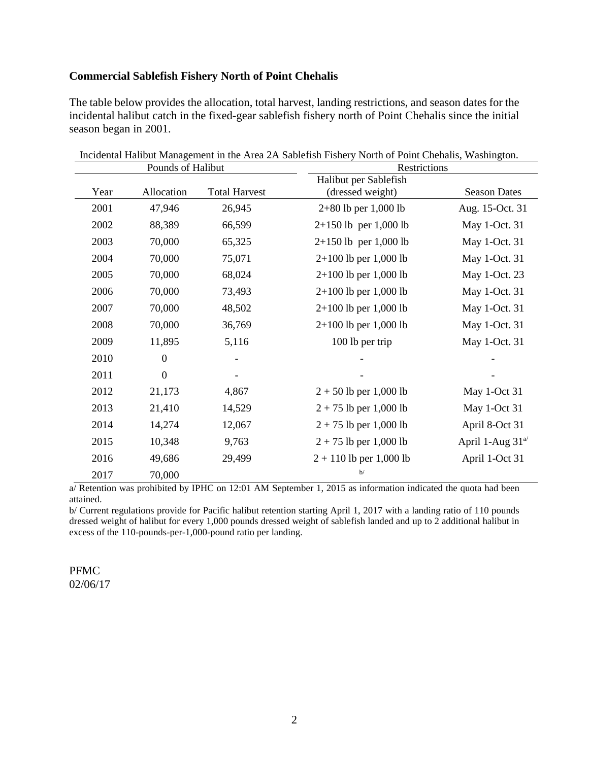**Commercial Sablefish Fishery North of Point Chehalis**

The table below provides the allocation, total harvest, landing restrictions, and season dates for the incidental halibut catch in the fixed-gear sablefish fishery north of Point Chehalis since the initial season began in 2001.

Incidental Halibut Management in the Area 2A Sablefish Fishery North of Point Chehalis, Washington.

| | Pounds of Halibut | | Restrictions | |
|---|---|---|---|---|
| Year | Allocation | Total Harvest | Halibut per Sablefish (dressed weight) | Season Dates |
| 2001 | 47,946 | 26,945 | 2+80 lb per 1,000 lb | Aug. 15-Oct. 31 |
| 2002 | 88,389 | 66,599 | 2+150 lb per 1,000 lb | May 1-Oct. 31 |
| 2003 | 70,000 | 65,325 | 2+150 lb per 1,000 lb | May 1-Oct. 31 |
| 2004 | 70,000 | 75,071 | 2+100 lb per 1,000 lb | May 1-Oct. 31 |
| 2005 | 70,000 | 68,024 | 2+100 lb per 1,000 lb | May 1-Oct. 23 |
| 2006 | 70,000 | 73,493 | 2+100 lb per 1,000 lb | May 1-Oct. 31 |
| 2007 | 70,000 | 48,502 | 2+100 lb per 1,000 lb | May 1-Oct. 31 |
| 2008 | 70,000 | 36,769 | 2+100 lb per 1,000 lb | May 1-Oct. 31 |
| 2009 | 11,895 | 5,116 | 100 lb per trip | May 1-Oct. 31 |
| 2010 | 0 | - | - | - |
| 2011 | 0 | - | - | - |
| 2012 | 21,173 | 4,867 | 2 + 50 lb per 1,000 lb | May 1-Oct 31 |
| 2013 | 21,410 | 14,529 | 2 + 75 lb per 1,000 lb | May 1-Oct 31 |
| 2014 | 14,274 | 12,067 | 2 + 75 lb per 1,000 lb | April 8-Oct 31 |
| 2015 | 10,348 | 9,763 | 2 + 75 lb per 1,000 lb | April 1-Aug 31[a/] |
| 2016 | 49,686 | 29,499 | 2 + 110 lb per 1,000 lb | April 1-Oct 31 |
| 2017 | 70,000 | | [b/] | |

a/ Retention was prohibited by IPHC on 12:01 AM September 1, 2015 as information indicated the quota had been attained.

b/ Current regulations provide for Pacific halibut retention starting April 1, 2017 with a landing ratio of 110 pounds dressed weight of halibut for every 1,000 pounds dressed weight of sablefish landed and up to 2 additional halibut in excess of the 110-pounds-per-1,000-pound ratio per landing.

PFMC
02/06/17